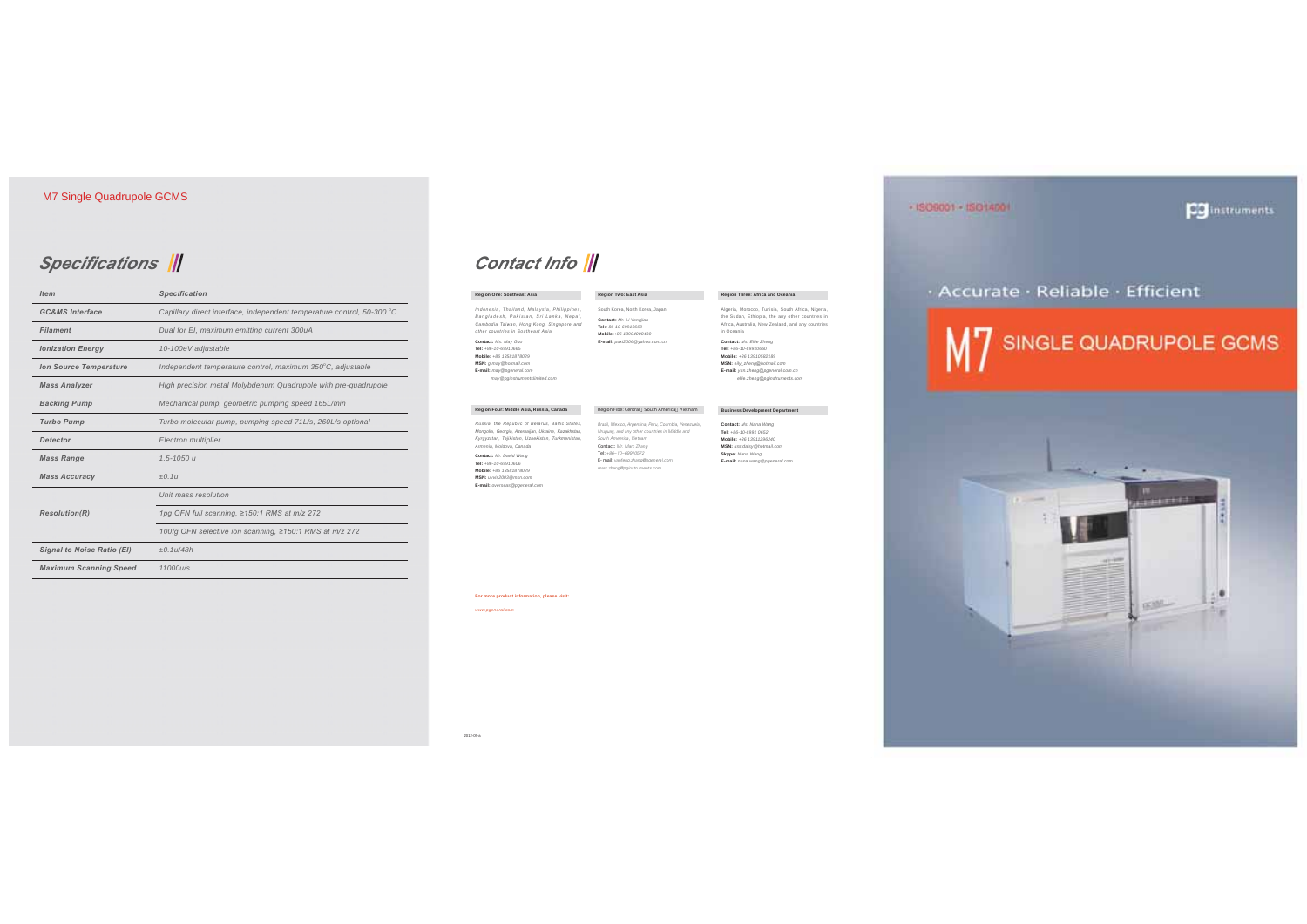M7 Single Quadrupole GCMS

## Specifications

| Item | Specification |
|---|---|
| GC&MS Interface | Capillary direct interface, independent temperature control, 50-300 °C |
| Filament | Dual for EI, maximum emitting current 300uA |
| Ionization Energy | 10-100eV adjustable |
| Ion Source Temperature | Independent temperature control, maximum 350°C, adjustable |
| Mass Analyzer | High precision metal Molybdenum Quadrupole with pre-quadrupole |
| Backing Pump | Mechanical pump, geometric pumping speed 165L/min |
| Turbo Pump | Turbo molecular pump, pumping speed 71L/s, 260L/s optional |
| Detector | Electron multiplier |
| Mass Range | 1.5-1050 u |
| Mass Accuracy | ±0.1u |
| Resolution(R) | Unit mass resolution |
| | 1pg OFN full scanning, ≥150:1 RMS at m/z 272 |
| | 100fg OFN selective ion scanning, ≥150:1 RMS at m/z 272 |
| Signal to Noise Ratio (EI) | ±0.1u/48h |
| Maximum Scanning Speed | 11000u/s |

## Contact Info

**Region One: Southeast Asia**

Indonesia, Thailand, Malaysia, Philippines, Bangladesh, Pakistan, Sri Lanka, Nepal, Cambodia Taiwan, Hong Kong, Singapore and other countries in Southeast Asia

**Contact:** Ms. May Guo
**Tel:** +86-10-69910665
**Mobile:** +86 13581878029
**MSN:** g.may@hotmail.com
**E-mail:** may@pgeneral.com
may@pginstrumentslimited.com

**Region Two: East Asia**

South Korea, North Korea, Japan

**Contact:** Mr. Li Yongjian
**Tel:** +86-10-69615669
**Mobile:** +86 13904009490
**E-mail:** puxi2006@yahoo.com.cn

**Region Three: Africa and Oceania**

Algeria, Morocco, Tunisia, South Africa, Nigeria, the Sudan, Ethiopia, the any other countries in Africa, Australia, New Zealand, and any countries in Oceania

**Contact:** Ms. Ellie Zheng
**Tel:** +86-10-69910560
**Mobile:** +86 13910502189
**MSN:** elly_zheng@hotmail.com
**E-mail:** yun.zheng@pgeneral.com.cn
ellie.zheng@pginstruments.com

**Region Four: Middle Asia, Russia, Canada**

Russia, the Republic of Belarus, Baltic States, Mongolia, Georgia, Azerbaijan, Ukraine, Kazakhstan, Kyrgyzstan, Tajikistan, Uzbekistan, Turkmenistan, Armenia, Moldova, Canada

**Contact:** Mr. David Wang
**Tel:** +86-10-69910606
**Mobile:** +86 13581878029
**MSN:** vovis2003@msn.com
**E-mail:** overseas@pgeneral.com

**Region Five: Central、South America、Vietnam**

Brazil, Mexico, Argentina, Peru, Columbia, Venezuela, Uruguay, and any other countries in Middle and South America, Vietnam

**Contact:** Mr. Marc Zhang
**Tel:** +86-10-69910572
**E-mail:** yanfeng.zhang@pgeneral.com
marc.zhang@pginstruments.com

**Business Development Department**

**Contact:** Ms. Nana Wang
**Tel:** +86-10-6991 0652
**Mobile:** +86 13911296160
**MSN:** sisidaisy@hotmail.com
**Skype:** Nana Wang
**E-mail:** nana.wang@pgeneral.com

**For more product information, please visit:**

www.pgeneral.com

2012-09-a

· ISO9001 · ISO14001

pg instruments

· Accurate · Reliable · Efficient

# M7 SINGLE QUADRUPOLE GCMS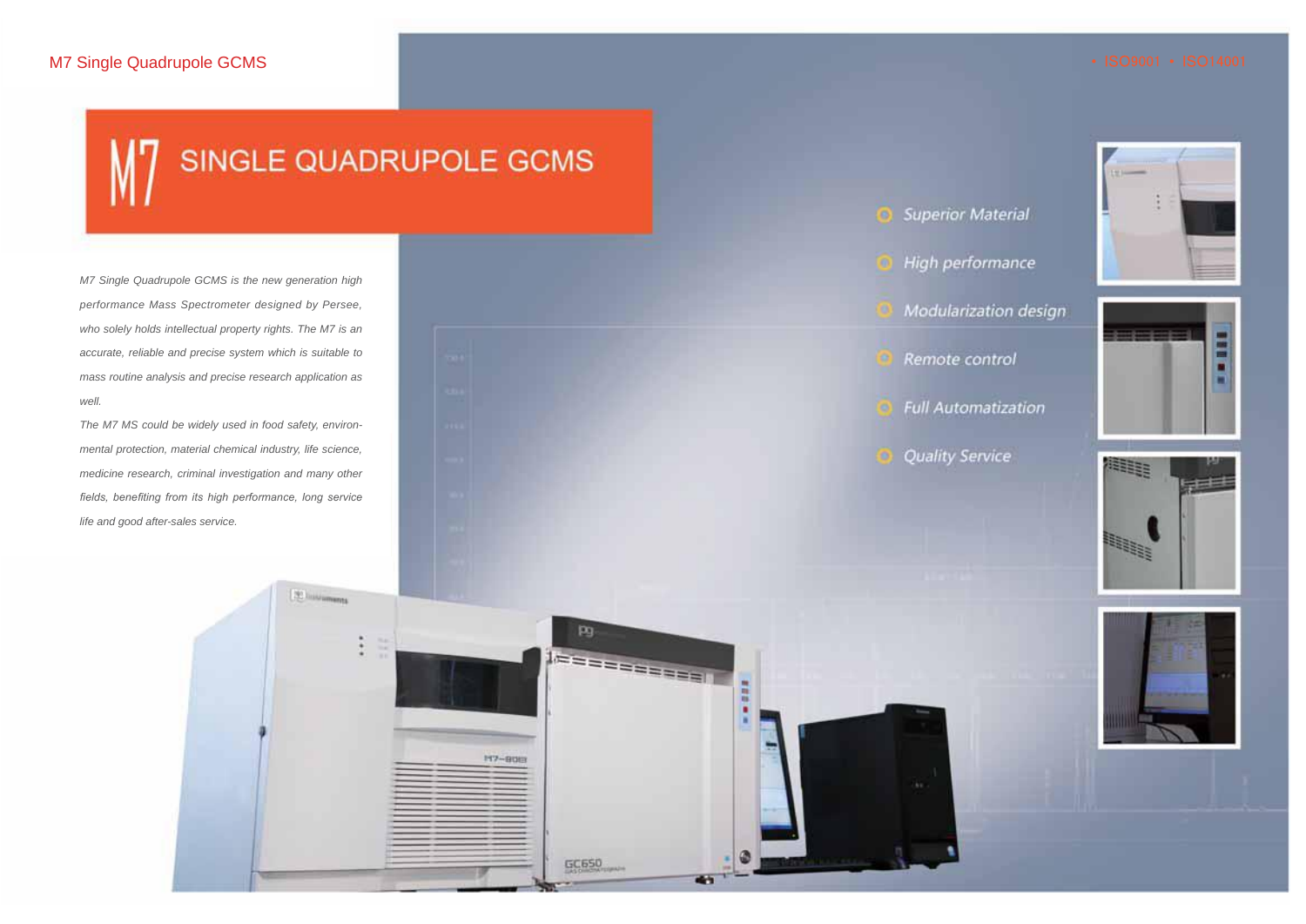M7 Single Quadrupole GCMS

• ISO9001 • ISO14001

# M7 SINGLE QUADRUPOLE GCMS

*M7 Single Quadrupole GCMS is the new generation high performance Mass Spectrometer designed by Persee, who solely holds intellectual property rights. The M7 is an accurate, reliable and precise system which is suitable to mass routine analysis and precise research application as well.*

*The M7 MS could be widely used in food safety, environmental protection, material chemical industry, life science, medicine research, criminal investigation and many other fields, benefiting from its high performance, long service life and good after-sales service.*

- *Superior Material*
- *High performance*
- *Modularization design*
- *Remote control*
- *Full Automatization*
- *Quality Service*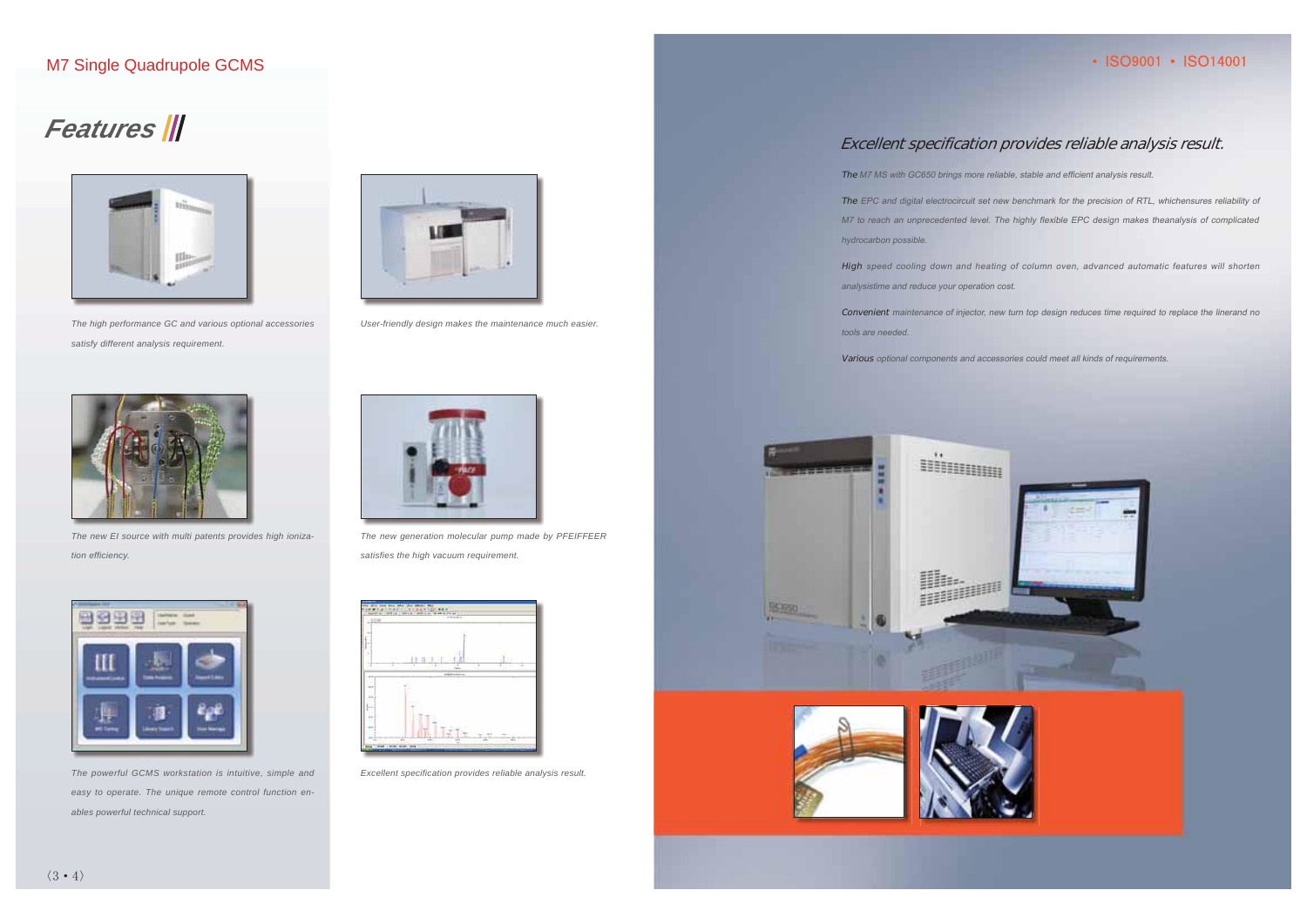# M7 Single Quadrupole GCMS

## Features

The high performance GC and various optional accessories satisfy different analysis requirement.

User-friendly design makes the maintenance much easier.

The new EI source with multi patents provides high ionization efficiency.

The new generation molecular pump made by PFEIFFEER satisfies the high vacuum requirement.

The powerful GCMS workstation is intuitive, simple and easy to operate. The unique remote control function enables powerful technical support.

Excellent specification provides reliable analysis result.

• ISO9001 • ISO14001

## Excellent specification provides reliable analysis result.

The M7 MS with GC650 brings more reliable, stable and efficient analysis result.

The EPC and digital electrocircuit set new benchmark for the precision of RTL, whichensures reliability of M7 to reach an unprecedented level. The highly flexible EPC design makes theanalysis of complicated hydrocarbon possible.

High speed cooling down and heating of column oven, advanced automatic features will shorten analysistime and reduce your operation cost.

Convenient maintenance of injector, new turn top design reduces time required to replace the linerand no tools are needed.

Various optional components and accessories could meet all kinds of requirements.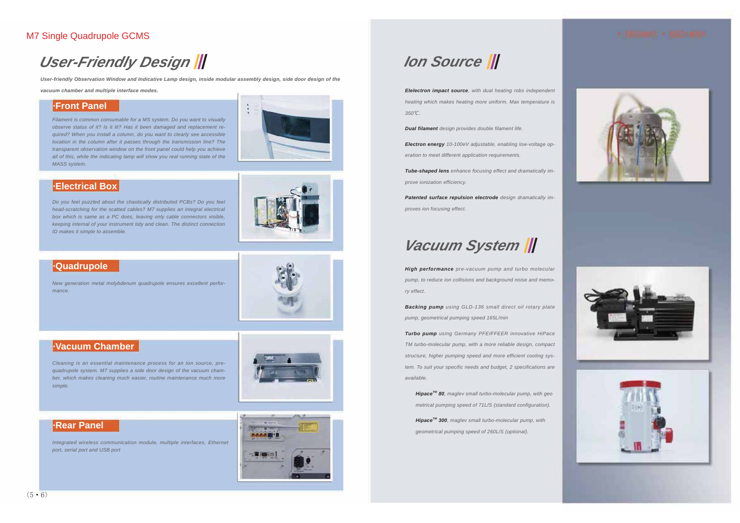## User-Friendly Design

***User-friendly Observation Window and Indicative Lamp design, inside modular assembly design, side door design of the vacuum chamber and multiple interface modes.***

### ·Front Panel

*Filament is common consumable for a MS system. Do you want to visually observe status of it? Is it lit? Has it been damaged and replacement required? When you install a column, do you want to clearly see accessible location in the column after it passes through the transmission line? The transparent observation window on the front panel could help you achieve all of this, while the indicating lamp will show you real running state of the MASS system.*

### ·Electrical Box

*Do you feel puzzled about the chaotically distributed PCBs? Do you feel head-scratching for the scatted cables? M7 supplies an integral electrical box which is same as a PC does, leaving only cable connectors visible, keeping internal of your instrument tidy and clean. The distinct connection ID makes it simple to assemble.*

### ·Quadrupole

*New generation metal molybdenum quadrupole ensures excellent performance.*

### ·Vacuum Chamber

*Cleaning is an essential maintenance process for an Ion source, pre-quadrupole system. M7 supplies a side door design of the vacuum chamber, which makes cleaning much easier, routine maintenance much more simple.*

### ·Rear Panel

*Integrated wireless communication module, multiple interfaces, Ethernet port, serial port and USB port*

## Ion Source

***Elelectron impact source****, with dual heating robs independent heating which makes heating more uniform. Max temperature is 350℃.*

***Dual filament*** *design provides double filament life.*

***Electron energy*** *10-100eV adjustable, enabling low-voltage operation to meet different application requirements.*

***Tube-shaped lens*** *enhance focusing effect and dramatically improve ionization efficiency.*

***Patented surface repulsion electrode*** *design dramatically improves ion focusing effect.*

## Vacuum System

***High performance*** *pre-vacuum pump and turbo molecular pump, to reduce ion collisions and background noise and memory effect.*

***Backing pump*** *using GLD-136 small direct oil rotary plate pump, geometrical pumping speed 165L/min*

***Turbo pump*** *using Germany PFEIFFEER innovative HiPace TM turbo-molecular pump, with a more reliable design, compact structure, higher pumping speed and more efficient cooling system. To suit your specific needs and budget, 2 specifications are available.*

- ***Hipace$^{TM}$ 80****, maglev small turbo-molecular pump, with geometrical pumping speed of 71L/S (standard configuration).*
- ***Hipace$^{TM}$ 300****, maglev small turbo-molecular pump, with geometrical pumping speed of 260L/S (optional).*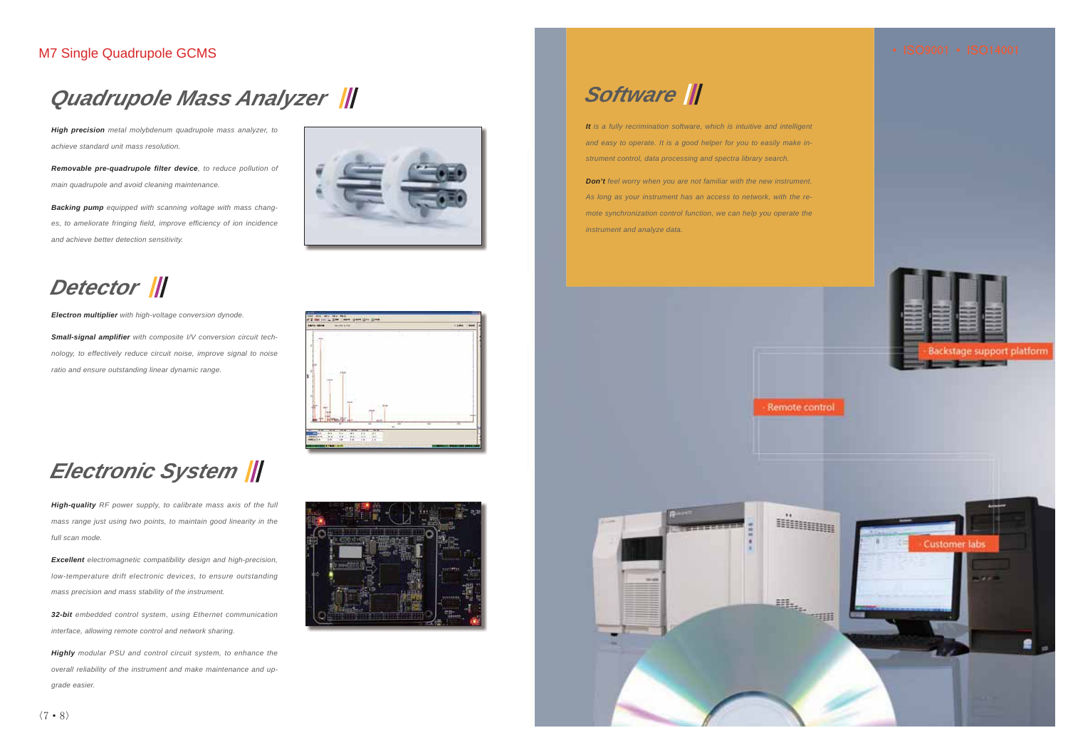## Quadrupole Mass Analyzer

***High precision*** *metal molybdenum quadrupole mass analyzer, to achieve standard unit mass resolution.*

***Removable pre-quadrupole filter device****, to reduce pollution of main quadrupole and avoid cleaning maintenance.*

***Backing pump*** *equipped with scanning voltage with mass changes, to ameliorate fringing field, improve efficiency of ion incidence and achieve better detection sensitivity.*

## Detector

***Electron multiplier*** *with high-voltage conversion dynode.*

***Small-signal amplifier*** *with composite I/V conversion circuit technology, to effectively reduce circuit noise, improve signal to noise ratio and ensure outstanding linear dynamic range.*

## Electronic System

***High-quality*** *RF power supply, to calibrate mass axis of the full mass range just using two points, to maintain good linearity in the full scan mode.*

***Excellent*** *electromagnetic compatibility design and high-precision, low-temperature drift electronic devices, to ensure outstanding mass precision and mass stability of the instrument.*

***32-bit*** *embedded control system, using Ethernet communication interface, allowing remote control and network sharing.*

***Highly*** *modular PSU and control circuit system, to enhance the overall reliability of the instrument and make maintenance and upgrade easier.*

## Software

***It*** *is a fully recrimination software, which is intuitive and intelligent and easy to operate. It is a good helper for you to easily make instrument control, data processing and spectra library search.*

***Don't*** *feel worry when you are not familiar with the new instrument. As long as your instrument has an access to network, with the remote synchronization control function, we can help you operate the instrument and analyze data.*

· Backstage support platform

· Remote control

· Customer labs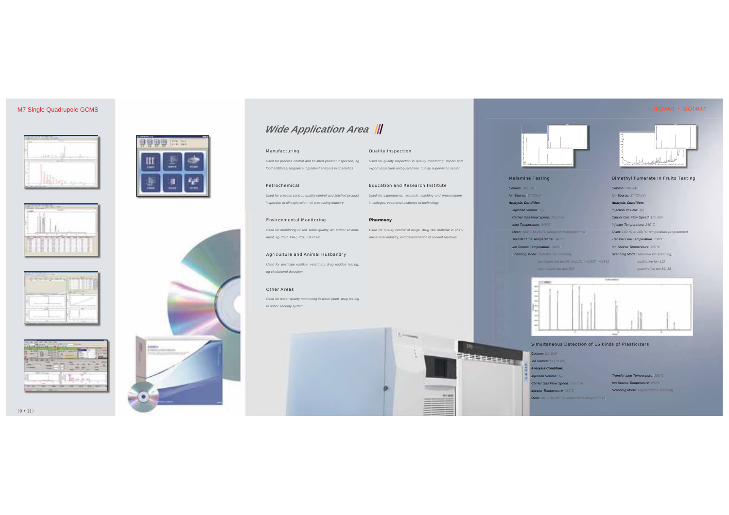M7 Single Quadrupole GCMS

• ISO9001 • ISO14001

## *Wide Application Area*

### Manufacturing

*Used for process control and finished product inspection, eg food additives, fragrance ingredient analysis in cosmetics*

### Quality Inspection

*Used for quality inspection in quality monitoring, import and export inspection and quarantine, quality supervision sector*

### Petrochemical

*Used for process control, quality control and finished product inspection in oil exploration, oil processing industry*

### Education and Research Institute

*Used for experiments, research, teaching and presentations in colleges, vocational institutes of technology*

### Environmental Monitoring

*Used for monitoring of soil, water quality, air, indoor environment, eg VOC, PAH, PCB, OCP etc.*

### **Pharmacy**

*Used for quality control of drugs, drug raw material in pharmaceutical industry, and determination of solvent residues.*

### Agriculture and Animal Husbandry

*Used for pesticide residue, veterinary drug residue testing, eg clenbuterol detection*

### Other Areas

*Used for water quality monitoring in water plant, drug testing in public security system*

### Melamine Testing

*Column:* DB-5MS
*Ion Source:* EI (70eV)
***Analysis Condition***
*Injection Volume:* 1μL
*Carrier Gas Flow Speed:* 1mL/min
*Inlet Temperature:* 240°C
*Oven:* 100°C to 250°C temperature-programmed
*Transfer Line Temperature:* 240°C
*Ion Source Temperature:* 240°C
*Scanning Mode:* selective ion scanning,
qualitative ion m/z99, m/z171, m/z327, m/z342
quantitative ion m/z 327

### Dimethyl Fumarate in Fruits Testing

*Column:* DB-5MS
*Ion Source:* EI (70 eV)
***Analysis Condition:***
*Injection Volume:* 1μL
*Carrier Gas Flow Speed:* 1mL/min
*Injector Temperature:* 240°C
*Oven:* 100 °C to 200 °C temperature-programmed
*Transfer Line Temperature:* 230°C
*Ion Source Temperature:* 230°C
*Scanning Mode:* selective ion scanning,
qualitative ion 113
quantitative ion 59, 85

### Simultaneous Detection of 16 kinds of Plasticizers

*Column:* DB-5MS
*Ion Source:* EI (70 eV)
***Analysis Condition:***
*Injection Volume:* 1μL
*Carrier Gas Flow Speed:* 1mL/min
*Injector Temperature:* 260°C
*Oven:* 60 °C to 280 °C temperature-programmed
*Transfer Line Temperature:* 250°C
*Ion Source Temperature:* 250°C
*Scanning Mode:* segmentation scanning